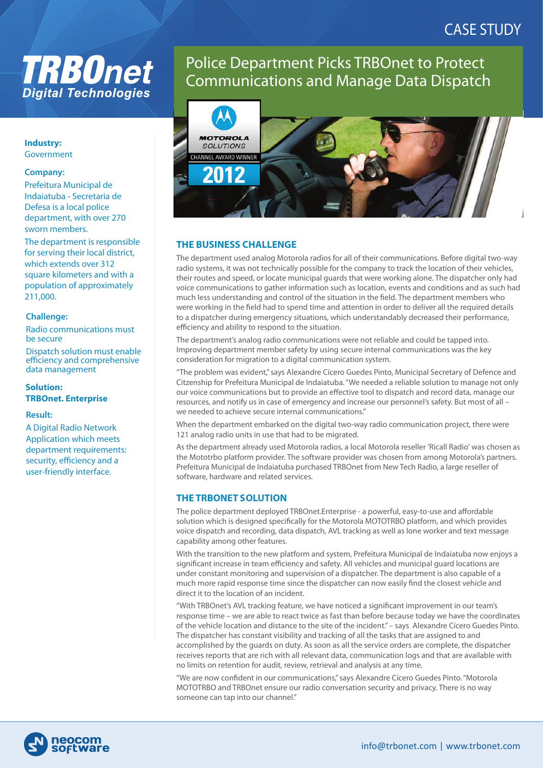CASE STUDY

# Police Department Picks TRBOnet to Protect Communications and Manage Data Dispatch

**Industry:**
Government

**Company:**
Prefeitura Municipal de Indaiatuba - Secretaria de Defesa is a local police department, with over 270 sworn members.

The department is responsible for serving their local district, which extends over 312 square kilometers and with a population of approximately 211,000.

**Challenge:**

Radio communications must be secure

Dispatch solution must enable efficiency and comprehensive data management

**Solution:**
**TRBOnet. Enterprise**

**Result:**

A Digital Radio Network Application which meets department requirements: security, efficiency and a user-friendly interface.

## THE BUSINESS CHALLENGE

The department used analog Motorola radios for all of their communications. Before digital two-way radio systems, it was not technically possible for the company to track the location of their vehicles, their routes and speed, or locate municipal guards that were working alone. The dispatcher only had voice communications to gather information such as location, events and conditions and as such had much less understanding and control of the situation in the field. The department members who were working in the field had to spend time and attention in order to deliver all the required details to a dispatcher during emergency situations, which understandably decreased their performance, efficiency and ability to respond to the situation.

The department's analog radio communications were not reliable and could be tapped into. Improving department member safety by using secure internal communications was the key consideration for migration to a digital communication system.

"The problem was evident," says Alexandre Cícero Guedes Pinto, Municipal Secretary of Defence and Citzenship for Prefeitura Municipal de Indaiatuba. "We needed a reliable solution to manage not only our voice communications but to provide an effective tool to dispatch and record data, manage our resources, and notify us in case of emergency and increase our personnel's safety. But most of all – we needed to achieve secure internal communications."

When the department embarked on the digital two-way radio communication project, there were 121 analog radio units in use that had to be migrated.

As the department already used Motorola radios, a local Motorola reseller 'Ricall Radio' was chosen as the Mototrbo platform provider. The software provider was chosen from among Motorola's partners. Prefeitura Municipal de Indaiatuba purchased TRBOnet from New Tech Radio, a large reseller of software, hardware and related services.

## THE TRBONET SOLUTION

The police department deployed TRBOnet.Enterprise - a powerful, easy-to-use and affordable solution which is designed specifically for the Motorola MOTOTRBO platform, and which provides voice dispatch and recording, data dispatch, AVL tracking as well as lone worker and text message capability among other features.

With the transition to the new platform and system, Prefeitura Municipal de Indaiatuba now enjoys a significant increase in team efficiency and safety. All vehicles and municipal guard locations are under constant monitoring and supervision of a dispatcher. The department is also capable of a much more rapid response time since the dispatcher can now easily find the closest vehicle and direct it to the location of an incident.

"With TRBOnet's AVL tracking feature, we have noticed a significant improvement in our team's response time – we are able to react twice as fast than before because today we have the coordinates of the vehicle location and distance to the site of the incident." – says Alexandre Cícero Guedes Pinto. The dispatcher has constant visibility and tracking of all the tasks that are assigned to and accomplished by the guards on duty. As soon as all the service orders are complete, the dispatcher receives reports that are rich with all relevant data, communication logs and that are available with no limits on retention for audit, review, retrieval and analysis at any time.

"We are now confident in our communications," says Alexandre Cícero Guedes Pinto. "Motorola MOTOTRBO and TRBOnet ensure our radio conversation security and privacy. There is no way someone can tap into our channel."

info@trbonet.com | www.trbonet.com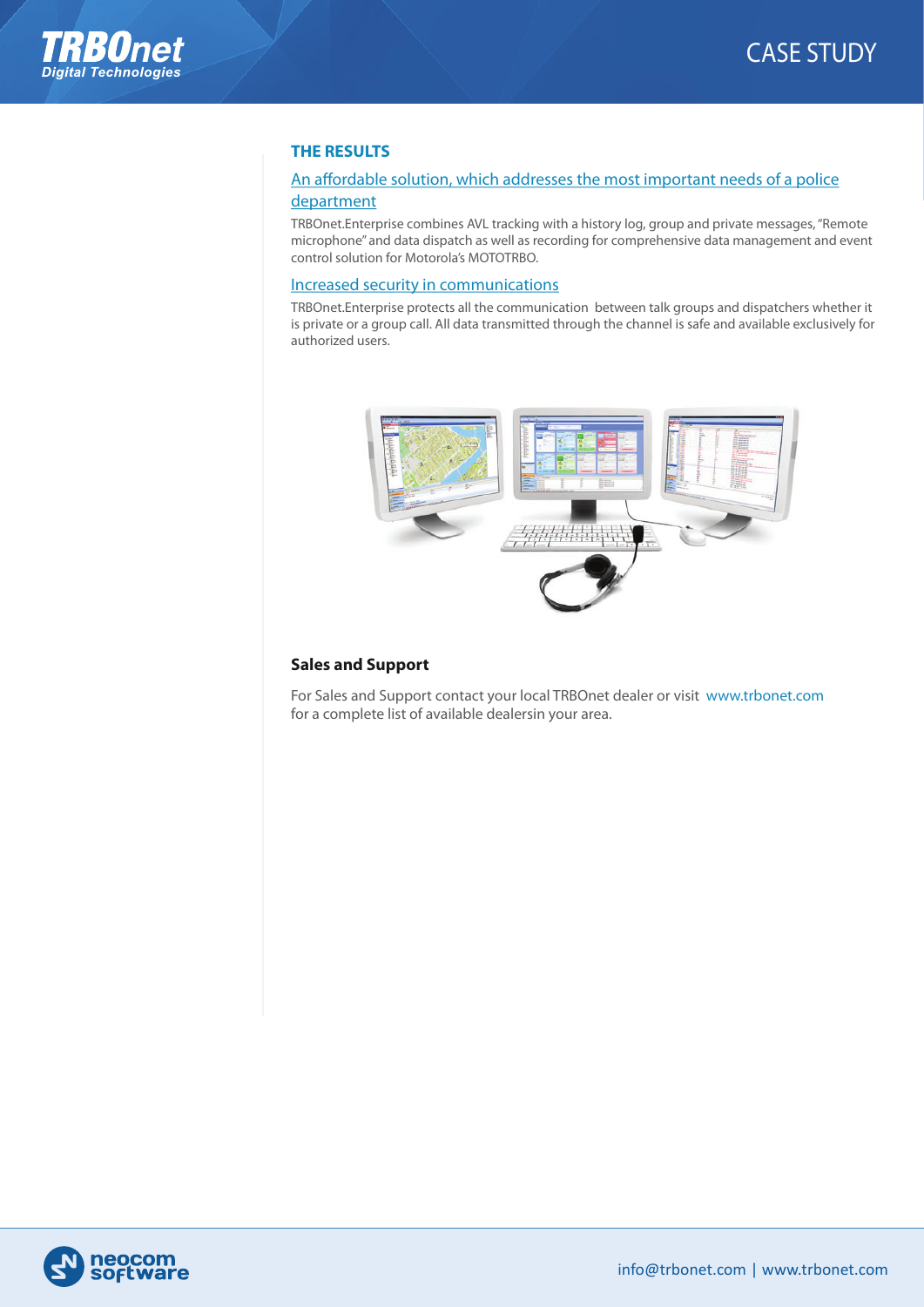## THE RESULTS

### An affordable solution, which addresses the most important needs of a police department

TRBOnet.Enterprise combines AVL tracking with a history log, group and private messages, "Remote microphone" and data dispatch as well as recording for comprehensive data management and event control solution for Motorola's MOTOTRBO.

### Increased security in communications

TRBOnet.Enterprise protects all the communication between talk groups and dispatchers whether it is private or a group call. All data transmitted through the channel is safe and available exclusively for authorized users.

## Sales and Support

For Sales and Support contact your local TRBOnet dealer or visit www.trbonet.com for a complete list of available dealersin your area.